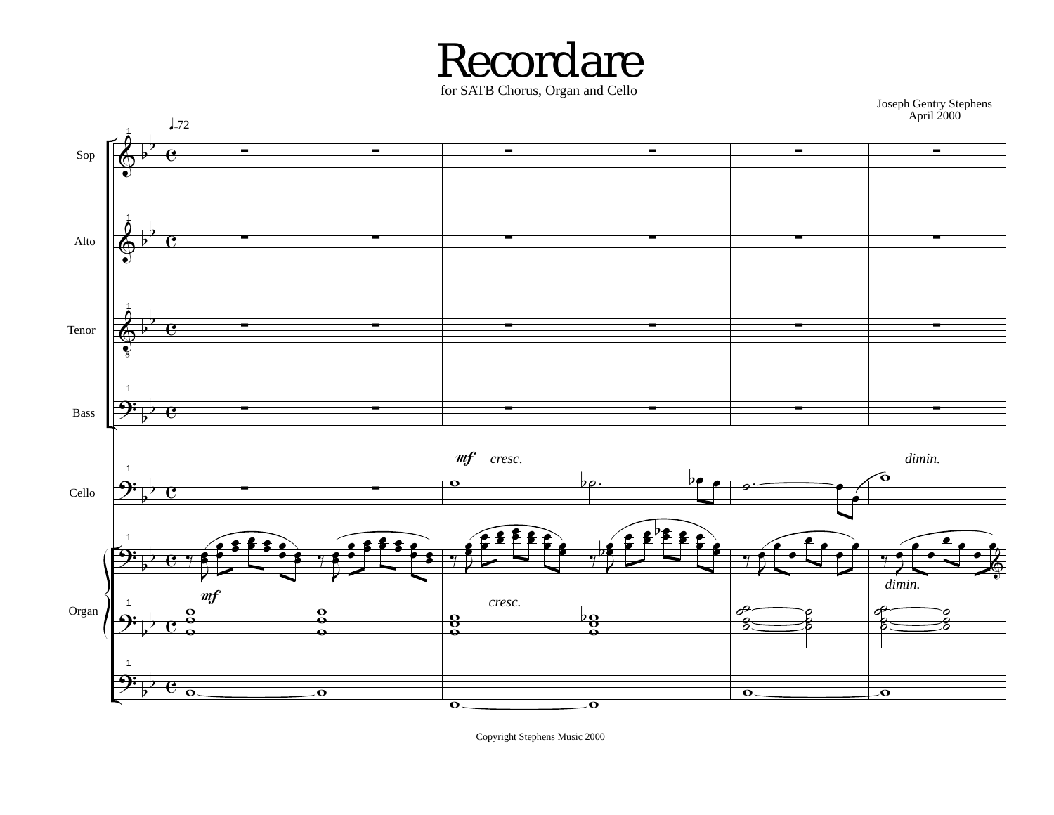# Recordare

for SATB Chorus, Organ and Cello

Joseph Gentry Stephens
April 2000

Copyright Stephens Music 2000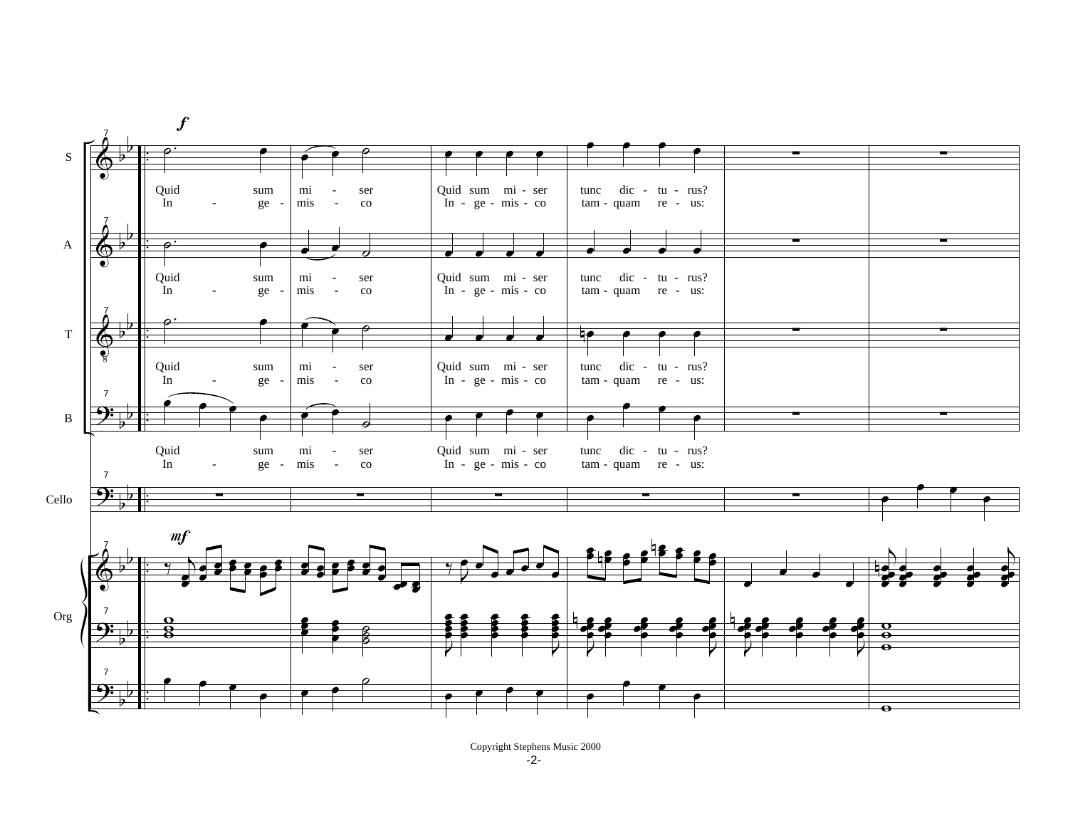S

A

T

B

Cello

Org

*f*

*mf*

Quid sum mi - ser Quid sum mi - ser tunc dic - tu - rus?
In - ge - mis - co In - ge - mis - co tam - quam re - us:

Copyright Stephens Music 2000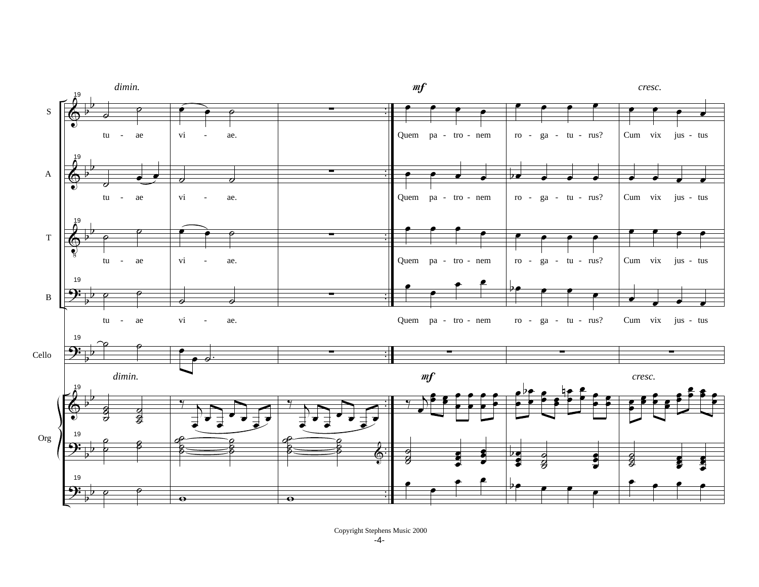*dimin.* *mf* *cresc.*

S: tu - ae vi - ae. Quem pa - tro - nem ro - ga - tu - rus? Cum vix jus - tus

A: tu - ae vi - ae. Quem pa - tro - nem ro - ga - tu - rus? Cum vix jus - tus

T: tu - ae vi - ae. Quem pa - tro - nem ro - ga - tu - rus? Cum vix jus - tus

B: tu - ae vi - ae. Quem pa - tro - nem ro - ga - tu - rus? Cum vix jus - tus

Cello

Org *dimin.* *mf* *cresc.*

Copyright Stephens Music 2000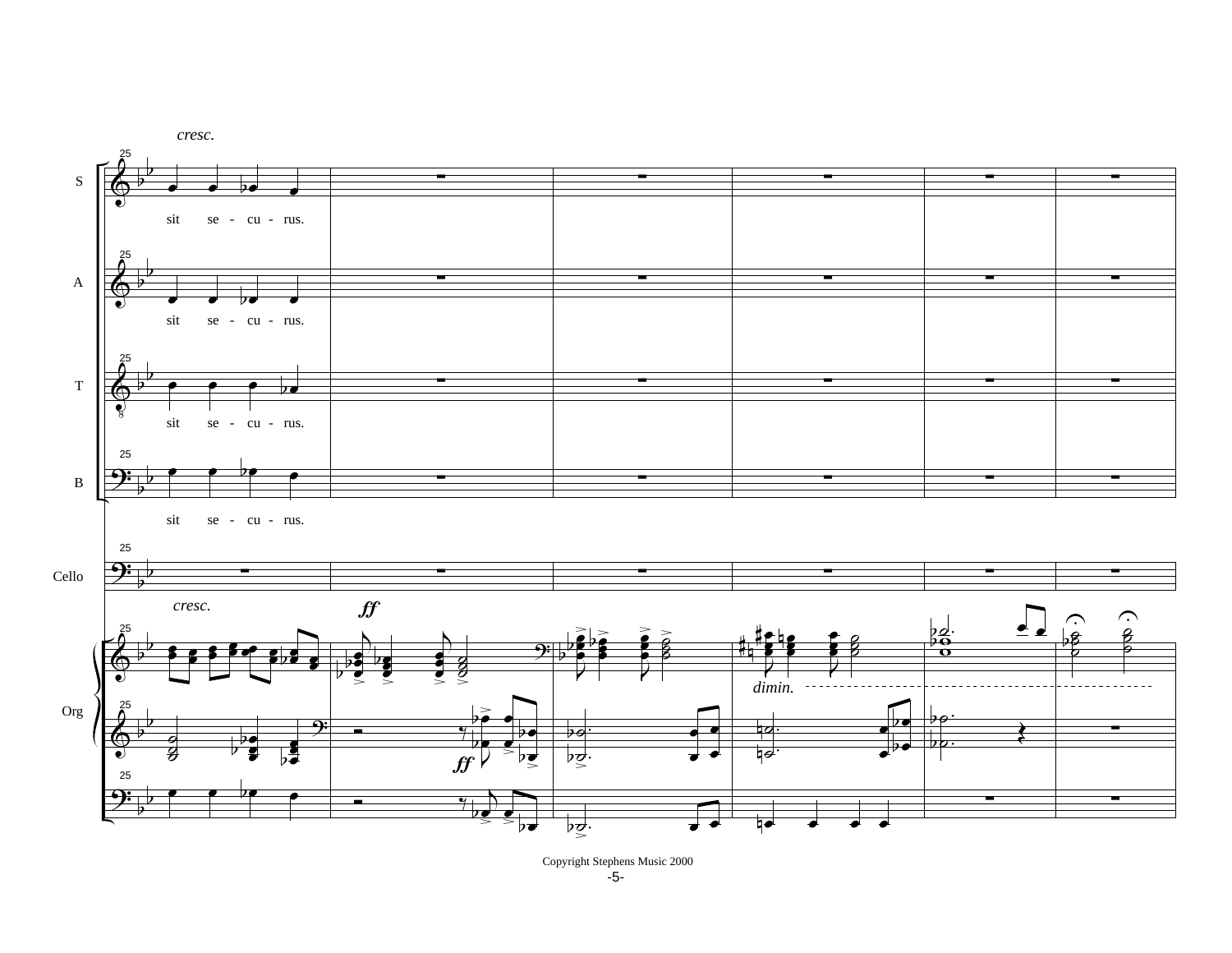*cresc.*

S: sit se - cu - rus.

A: sit se - cu - rus.

T: sit se - cu - rus.

B: sit se - cu - rus.

Cello

Org

*cresc.* *ff* *dimin.* *ff*

Copyright Stephens Music 2000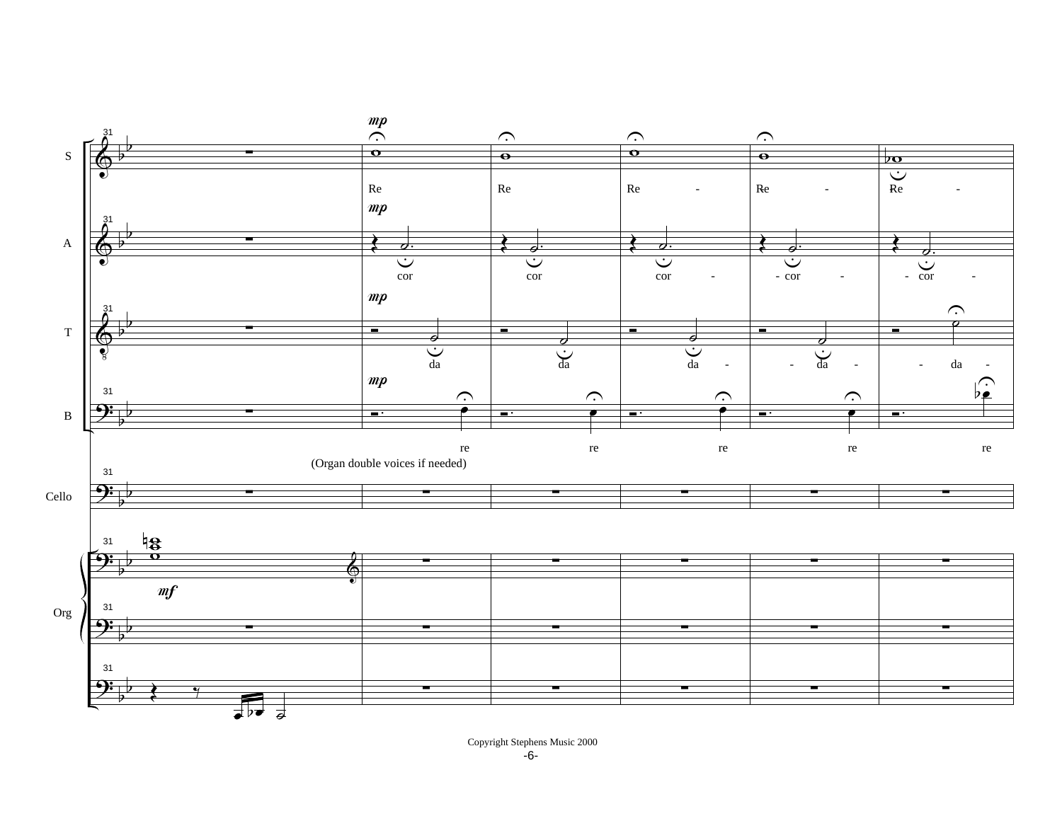S

A

T

B

(Organ double voices if needed)

Cello

Org

Copyright Stephens Music 2000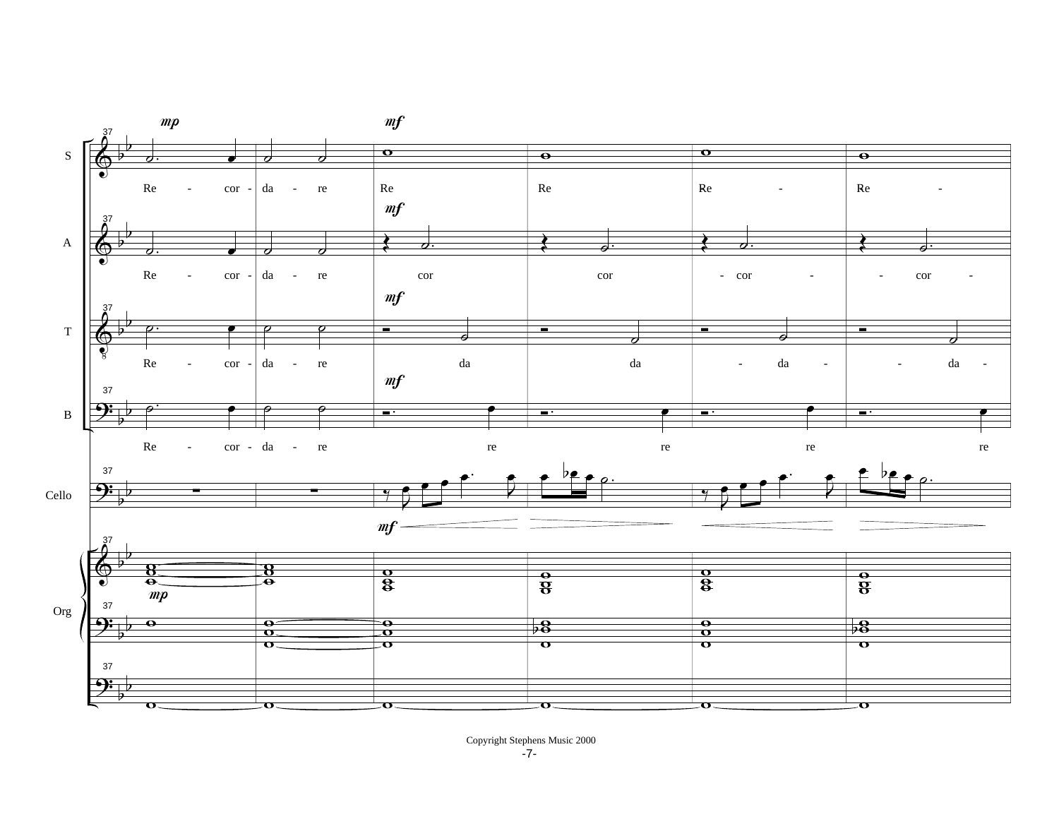Copyright Stephens Music 2000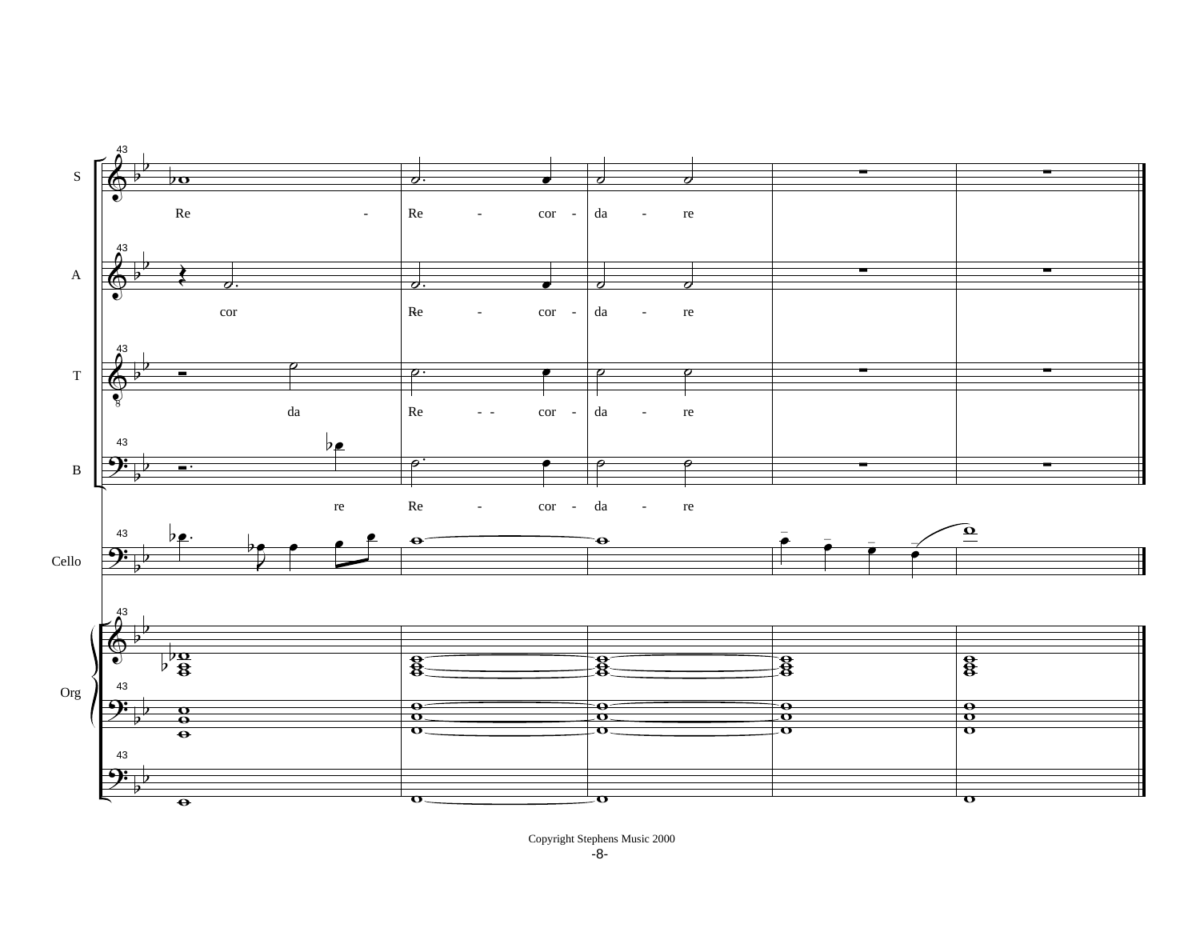S: Re - Re - cor - da - re

A: cor Re - cor - da - re

T: da Re - - cor - da - re

B: re Re - cor - da - re

Cello

Org

Copyright Stephens Music 2000